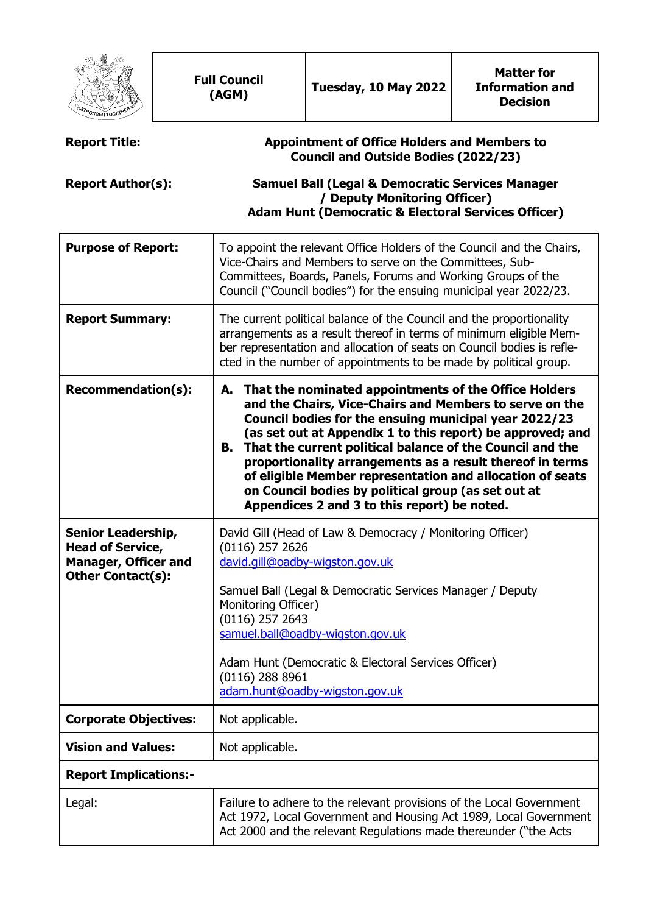| Full Council (AGM) | Tuesday, 10 May 2022 | Matter for Information and Decision |
|---|---|---|

**Report Title:** **Appointment of Office Holders and Members to Council and Outside Bodies (2022/23)**

**Report Author(s):** **Samuel Ball (Legal & Democratic Services Manager / Deputy Monitoring Officer)**
**Adam Hunt (Democratic & Electoral Services Officer)**

| | |
|---|---|
| **Purpose of Report:** | To appoint the relevant Office Holders of the Council and the Chairs, Vice-Chairs and Members to serve on the Committees, Sub-Committees, Boards, Panels, Forums and Working Groups of the Council ("Council bodies") for the ensuing municipal year 2022/23. |
| **Report Summary:** | The current political balance of the Council and the proportionality arrangements as a result thereof in terms of minimum eligible Member representation and allocation of seats on Council bodies is reflected in the number of appointments to be made by political group. |
| **Recommendation(s):** | **A. That the nominated appointments of the Office Holders and the Chairs, Vice-Chairs and Members to serve on the Council bodies for the ensuing municipal year 2022/23 (as set out at Appendix 1 to this report) be approved; and** <br> **B. That the current political balance of the Council and the proportionality arrangements as a result thereof in terms of eligible Member representation and allocation of seats on Council bodies by political group (as set out at Appendices 2 and 3 to this report) be noted.** |
| **Senior Leadership, Head of Service, Manager, Officer and Other Contact(s):** | David Gill (Head of Law & Democracy / Monitoring Officer) <br> (0116) 257 2626 <br> david.gill@oadby-wigston.gov.uk <br><br> Samuel Ball (Legal & Democratic Services Manager / Deputy Monitoring Officer) <br> (0116) 257 2643 <br> samuel.ball@oadby-wigston.gov.uk <br><br> Adam Hunt (Democratic & Electoral Services Officer) <br> (0116) 288 8961 <br> adam.hunt@oadby-wigston.gov.uk |
| **Corporate Objectives:** | Not applicable. |
| **Vision and Values:** | Not applicable. |
| **Report Implications:-** | |
| Legal: | Failure to adhere to the relevant provisions of the Local Government Act 1972, Local Government and Housing Act 1989, Local Government Act 2000 and the relevant Regulations made thereunder ("the Acts |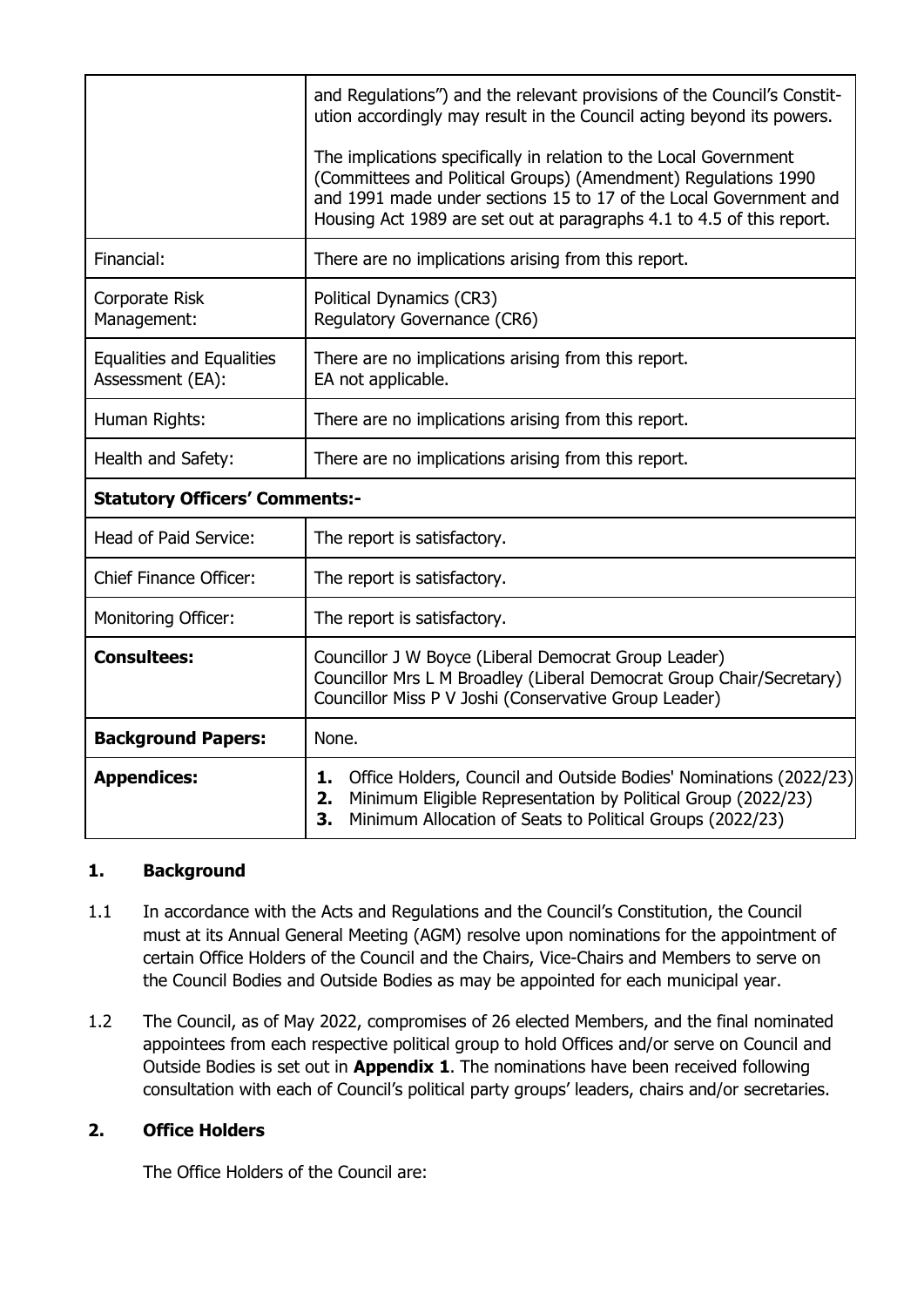| | |
|---|---|
| | and Regulations") and the relevant provisions of the Council's Constitution accordingly may result in the Council acting beyond its powers.<br><br>The implications specifically in relation to the Local Government (Committees and Political Groups) (Amendment) Regulations 1990 and 1991 made under sections 15 to 17 of the Local Government and Housing Act 1989 are set out at paragraphs 4.1 to 4.5 of this report. |
| Financial: | There are no implications arising from this report. |
| Corporate Risk Management: | Political Dynamics (CR3)<br>Regulatory Governance (CR6) |
| Equalities and Equalities Assessment (EA): | There are no implications arising from this report.<br>EA not applicable. |
| Human Rights: | There are no implications arising from this report. |
| Health and Safety: | There are no implications arising from this report. |
| **Statutory Officers' Comments:-** | |
| Head of Paid Service: | The report is satisfactory. |
| Chief Finance Officer: | The report is satisfactory. |
| Monitoring Officer: | The report is satisfactory. |
| **Consultees:** | Councillor J W Boyce (Liberal Democrat Group Leader)<br>Councillor Mrs L M Broadley (Liberal Democrat Group Chair/Secretary)<br>Councillor Miss P V Joshi (Conservative Group Leader) |
| **Background Papers:** | None. |
| **Appendices:** | **1.** Office Holders, Council and Outside Bodies' Nominations (2022/23)<br>**2.** Minimum Eligible Representation by Political Group (2022/23)<br>**3.** Minimum Allocation of Seats to Political Groups (2022/23) |

## 1. Background

1.1 In accordance with the Acts and Regulations and the Council's Constitution, the Council must at its Annual General Meeting (AGM) resolve upon nominations for the appointment of certain Office Holders of the Council and the Chairs, Vice-Chairs and Members to serve on the Council Bodies and Outside Bodies as may be appointed for each municipal year.

1.2 The Council, as of May 2022, compromises of 26 elected Members, and the final nominated appointees from each respective political group to hold Offices and/or serve on Council and Outside Bodies is set out in **Appendix 1**. The nominations have been received following consultation with each of Council's political party groups' leaders, chairs and/or secretaries.

## 2. Office Holders

The Office Holders of the Council are: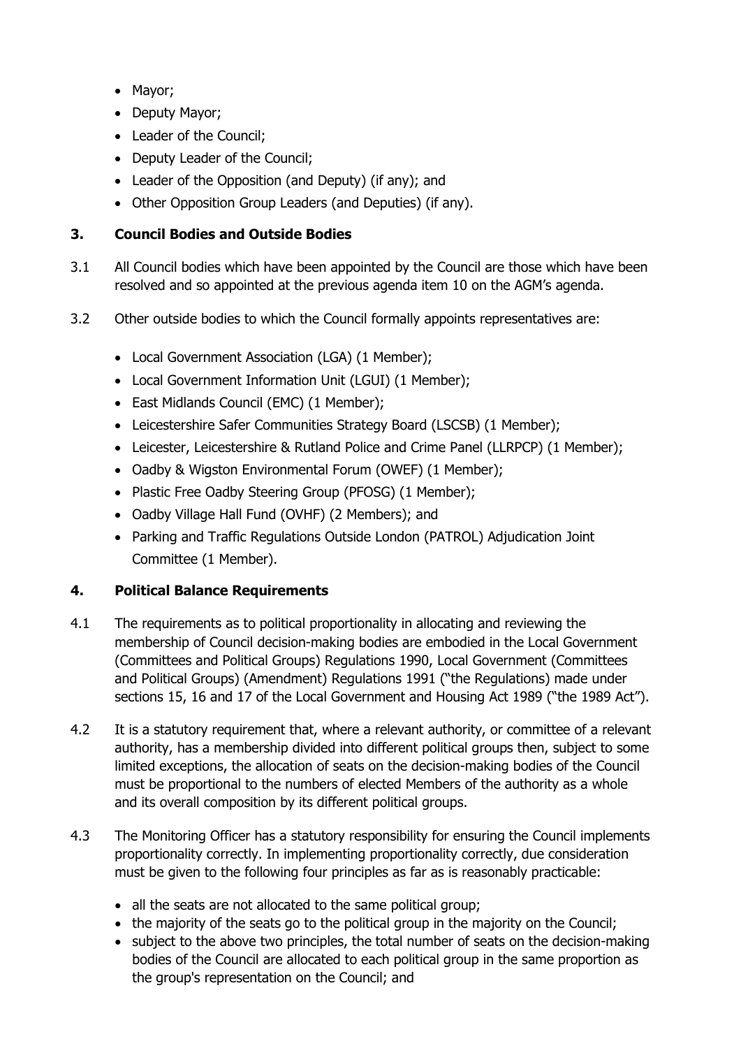- Mayor;
- Deputy Mayor;
- Leader of the Council;
- Deputy Leader of the Council;
- Leader of the Opposition (and Deputy) (if any); and
- Other Opposition Group Leaders (and Deputies) (if any).

## 3. Council Bodies and Outside Bodies

3.1 All Council bodies which have been appointed by the Council are those which have been resolved and so appointed at the previous agenda item 10 on the AGM's agenda.

3.2 Other outside bodies to which the Council formally appoints representatives are:

- Local Government Association (LGA) (1 Member);
- Local Government Information Unit (LGUI) (1 Member);
- East Midlands Council (EMC) (1 Member);
- Leicestershire Safer Communities Strategy Board (LSCSB) (1 Member);
- Leicester, Leicestershire & Rutland Police and Crime Panel (LLRPCP) (1 Member);
- Oadby & Wigston Environmental Forum (OWEF) (1 Member);
- Plastic Free Oadby Steering Group (PFOSG) (1 Member);
- Oadby Village Hall Fund (OVHF) (2 Members); and
- Parking and Traffic Regulations Outside London (PATROL) Adjudication Joint Committee (1 Member).

## 4. Political Balance Requirements

4.1 The requirements as to political proportionality in allocating and reviewing the membership of Council decision-making bodies are embodied in the Local Government (Committees and Political Groups) Regulations 1990, Local Government (Committees and Political Groups) (Amendment) Regulations 1991 ("the Regulations) made under sections 15, 16 and 17 of the Local Government and Housing Act 1989 ("the 1989 Act").

4.2 It is a statutory requirement that, where a relevant authority, or committee of a relevant authority, has a membership divided into different political groups then, subject to some limited exceptions, the allocation of seats on the decision-making bodies of the Council must be proportional to the numbers of elected Members of the authority as a whole and its overall composition by its different political groups.

4.3 The Monitoring Officer has a statutory responsibility for ensuring the Council implements proportionality correctly. In implementing proportionality correctly, due consideration must be given to the following four principles as far as is reasonably practicable:

- all the seats are not allocated to the same political group;
- the majority of the seats go to the political group in the majority on the Council;
- subject to the above two principles, the total number of seats on the decision-making bodies of the Council are allocated to each political group in the same proportion as the group's representation on the Council; and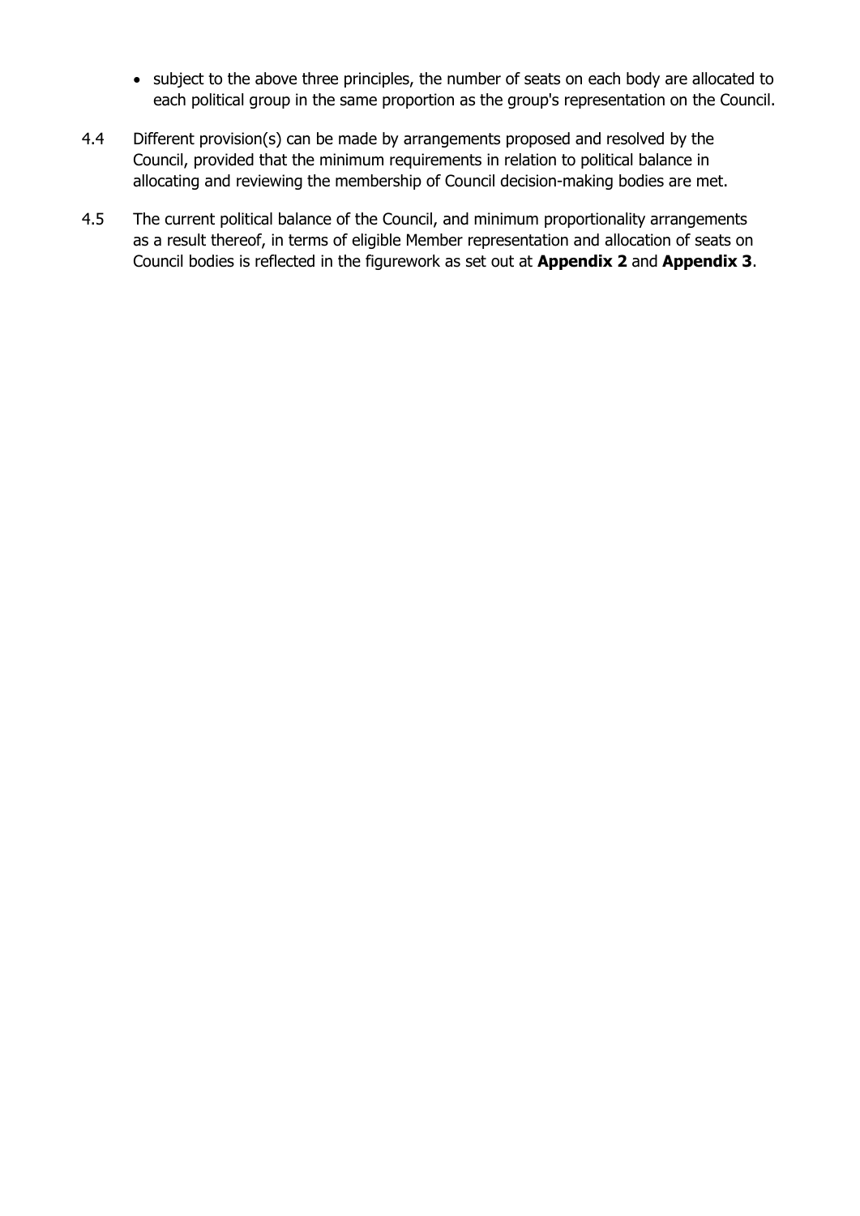- subject to the above three principles, the number of seats on each body are allocated to each political group in the same proportion as the group's representation on the Council.

4.4 Different provision(s) can be made by arrangements proposed and resolved by the Council, provided that the minimum requirements in relation to political balance in allocating and reviewing the membership of Council decision-making bodies are met.

4.5 The current political balance of the Council, and minimum proportionality arrangements as a result thereof, in terms of eligible Member representation and allocation of seats on Council bodies is reflected in the figurework as set out at **Appendix 2** and **Appendix 3**.